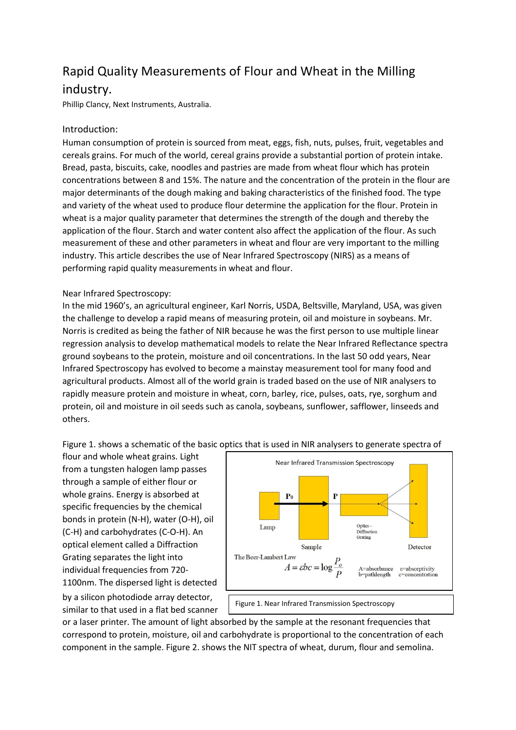# Rapid Quality Measurements of Flour and Wheat in the Milling industry.

Phillip Clancy, Next Instruments, Australia.

## Introduction:

Human consumption of protein is sourced from meat, eggs, fish, nuts, pulses, fruit, vegetables and cereals grains. For much of the world, cereal grains provide a substantial portion of protein intake. Bread, pasta, biscuits, cake, noodles and pastries are made from wheat flour which has protein concentrations between 8 and 15%. The nature and the concentration of the protein in the flour are major determinants of the dough making and baking characteristics of the finished food. The type and variety of the wheat used to produce flour determine the application for the flour. Protein in wheat is a major quality parameter that determines the strength of the dough and thereby the application of the flour. Starch and water content also affect the application of the flour. As such measurement of these and other parameters in wheat and flour are very important to the milling industry. This article describes the use of Near Infrared Spectroscopy (NIRS) as a means of performing rapid quality measurements in wheat and flour.

## Near Infrared Spectroscopy:

In the mid 1960's, an agricultural engineer, Karl Norris, USDA, Beltsville, Maryland, USA, was given the challenge to develop a rapid means of measuring protein, oil and moisture in soybeans. Mr. Norris is credited as being the father of NIR because he was the first person to use multiple linear regression analysis to develop mathematical models to relate the Near Infrared Reflectance spectra ground soybeans to the protein, moisture and oil concentrations. In the last 50 odd years, Near Infrared Spectroscopy has evolved to become a mainstay measurement tool for many food and agricultural products. Almost all of the world grain is traded based on the use of NIR analysers to rapidly measure protein and moisture in wheat, corn, barley, rice, pulses, oats, rye, sorghum and protein, oil and moisture in oil seeds such as canola, soybeans, sunflower, safflower, linseeds and others.

Figure 1. shows a schematic of the basic optics that is used in NIR analysers to generate spectra of flour and whole wheat grains. Light from a tungsten halogen lamp passes through a sample of either flour or whole grains. Energy is absorbed at specific frequencies by the chemical bonds in protein (N-H), water (O-H), oil (C-H) and carbohydrates (C-O-H). An optical element called a Diffraction Grating separates the light into individual frequencies from 720-1100nm. The dispersed light is detected by a silicon photodiode array detector, similar to that used in a flat bed scanner or a laser printer. The amount of light absorbed by the sample at the resonant frequencies that correspond to protein, moisture, oil and carbohydrate is proportional to the concentration of each component in the sample. Figure 2. shows the NIT spectra of wheat, durum, flour and semolina.

Near Infrared Transmission Spectroscopy

Lamp — $P_0$ → Sample → $P$ → Optics – Diffraction Grating → Detector

The Beer-Lambert Law

$$A = \varepsilon bc = \log \frac{P_o}{P}$$

A=absorbance, b=pathlength, ε=absorptivity, c=concentration

Figure 1. Near Infrared Transmission Spectroscopy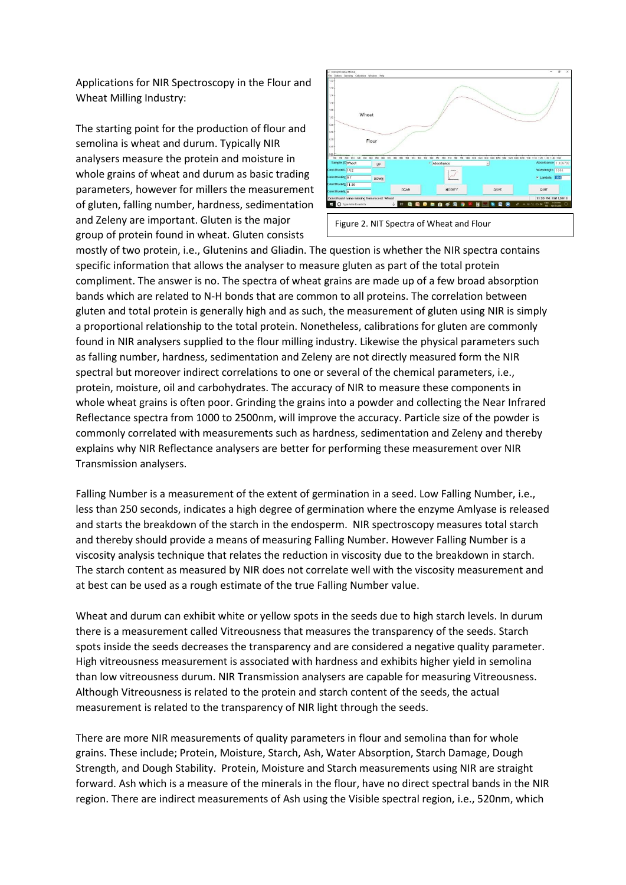Applications for NIR Spectroscopy in the Flour and Wheat Milling Industry:

The starting point for the production of flour and semolina is wheat and durum. Typically NIR analysers measure the protein and moisture in whole grains of wheat and durum as basic trading parameters, however for millers the measurement of gluten, falling number, hardness, sedimentation and Zeleny are important. Gluten is the major group of protein found in wheat. Gluten consists mostly of two protein, i.e., Glutenins and Gliadin. The question is whether the NIR spectra contains specific information that allows the analyser to measure gluten as part of the total protein compliment. The answer is no. The spectra of wheat grains are made up of a few broad absorption bands which are related to N-H bonds that are common to all proteins. The correlation between gluten and total protein is generally high and as such, the measurement of gluten using NIR is simply a proportional relationship to the total protein. Nonetheless, calibrations for gluten are commonly found in NIR analysers supplied to the flour milling industry. Likewise the physical parameters such as falling number, hardness, sedimentation and Zeleny are not directly measured form the NIR spectral but moreover indirect correlations to one or several of the chemical parameters, i.e., protein, moisture, oil and carbohydrates. The accuracy of NIR to measure these components in whole wheat grains is often poor. Grinding the grains into a powder and collecting the Near Infrared Reflectance spectra from 1000 to 2500nm, will improve the accuracy. Particle size of the powder is commonly correlated with measurements such as hardness, sedimentation and Zeleny and thereby explains why NIR Reflectance analysers are better for performing these measurement over NIR Transmission analysers.

Figure 2. NIT Spectra of Wheat and Flour

Falling Number is a measurement of the extent of germination in a seed. Low Falling Number, i.e., less than 250 seconds, indicates a high degree of germination where the enzyme Amlyase is released and starts the breakdown of the starch in the endosperm. NIR spectroscopy measures total starch and thereby should provide a means of measuring Falling Number. However Falling Number is a viscosity analysis technique that relates the reduction in viscosity due to the breakdown in starch. The starch content as measured by NIR does not correlate well with the viscosity measurement and at best can be used as a rough estimate of the true Falling Number value.

Wheat and durum can exhibit white or yellow spots in the seeds due to high starch levels. In durum there is a measurement called Vitreousness that measures the transparency of the seeds. Starch spots inside the seeds decreases the transparency and are considered a negative quality parameter. High vitreousness measurement is associated with hardness and exhibits higher yield in semolina than low vitreousness durum. NIR Transmission analysers are capable for measuring Vitreousness. Although Vitreousness is related to the protein and starch content of the seeds, the actual measurement is related to the transparency of NIR light through the seeds.

There are more NIR measurements of quality parameters in flour and semolina than for whole grains. These include; Protein, Moisture, Starch, Ash, Water Absorption, Starch Damage, Dough Strength, and Dough Stability. Protein, Moisture and Starch measurements using NIR are straight forward. Ash which is a measure of the minerals in the flour, have no direct spectral bands in the NIR region. There are indirect measurements of Ash using the Visible spectral region, i.e., 520nm, which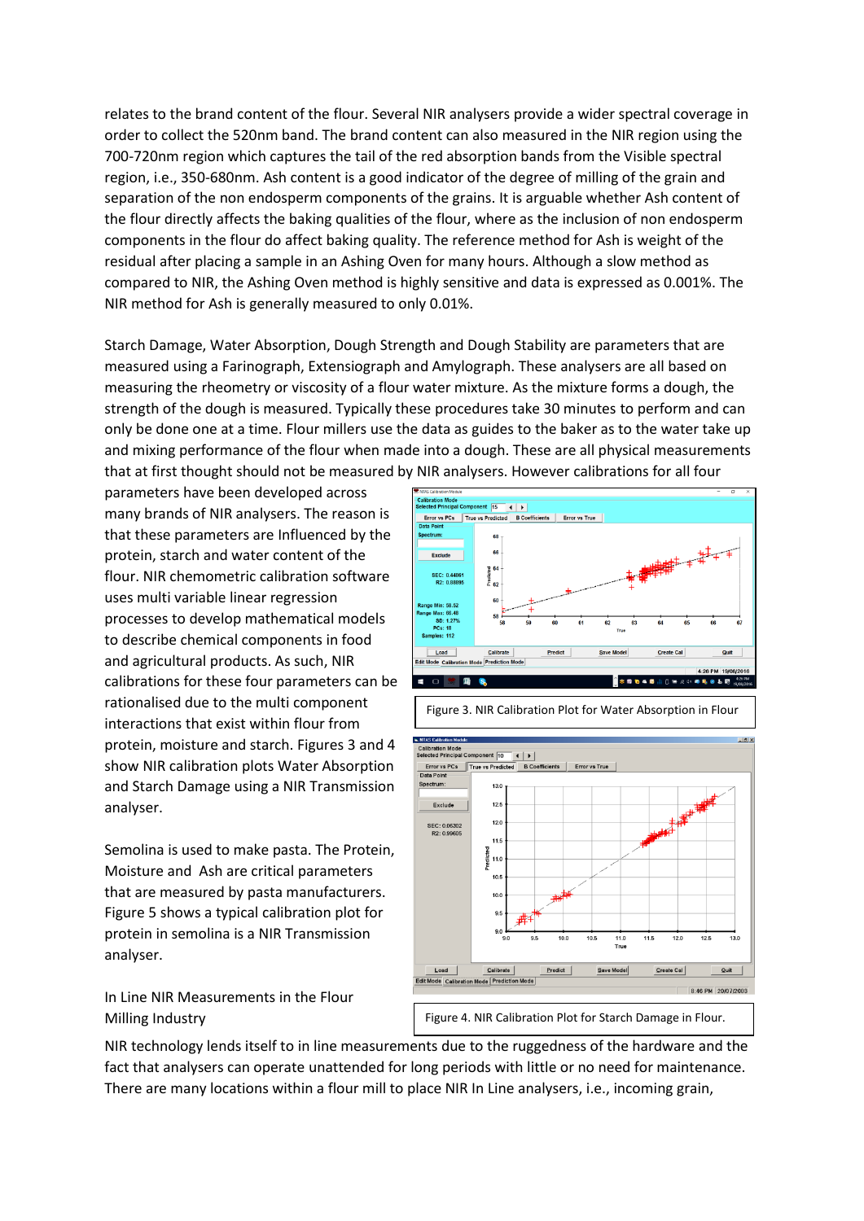relates to the brand content of the flour. Several NIR analysers provide a wider spectral coverage in order to collect the 520nm band. The brand content can also measured in the NIR region using the 700-720nm region which captures the tail of the red absorption bands from the Visible spectral region, i.e., 350-680nm. Ash content is a good indicator of the degree of milling of the grain and separation of the non endosperm components of the grains. It is arguable whether Ash content of the flour directly affects the baking qualities of the flour, where as the inclusion of non endosperm components in the flour do affect baking quality. The reference method for Ash is weight of the residual after placing a sample in an Ashing Oven for many hours. Although a slow method as compared to NIR, the Ashing Oven method is highly sensitive and data is expressed as 0.001%. The NIR method for Ash is generally measured to only 0.01%.

Starch Damage, Water Absorption, Dough Strength and Dough Stability are parameters that are measured using a Farinograph, Extensiograph and Amylograph. These analysers are all based on measuring the rheometry or viscosity of a flour water mixture. As the mixture forms a dough, the strength of the dough is measured. Typically these procedures take 30 minutes to perform and can only be done one at a time. Flour millers use the data as guides to the baker as to the water take up and mixing performance of the flour when made into a dough. These are all physical measurements that at first thought should not be measured by NIR analysers. However calibrations for all four parameters have been developed across many brands of NIR analysers. The reason is that these parameters are Influenced by the protein, starch and water content of the flour. NIR chemometric calibration software uses multi variable linear regression processes to develop mathematical models to describe chemical components in food and agricultural products. As such, NIR calibrations for these four parameters can be rationalised due to the multi component interactions that exist within flour from protein, moisture and starch. Figures 3 and 4 show NIR calibration plots Water Absorption and Starch Damage using a NIR Transmission analyser.

Figure 3. NIR Calibration Plot for Water Absorption in Flour

Figure 4. NIR Calibration Plot for Starch Damage in Flour.

Semolina is used to make pasta. The Protein, Moisture and Ash are critical parameters that are measured by pasta manufacturers. Figure 5 shows a typical calibration plot for protein in semolina is a NIR Transmission analyser.

## In Line NIR Measurements in the Flour Milling Industry

NIR technology lends itself to in line measurements due to the ruggedness of the hardware and the fact that analysers can operate unattended for long periods with little or no need for maintenance. There are many locations within a flour mill to place NIR In Line analysers, i.e., incoming grain,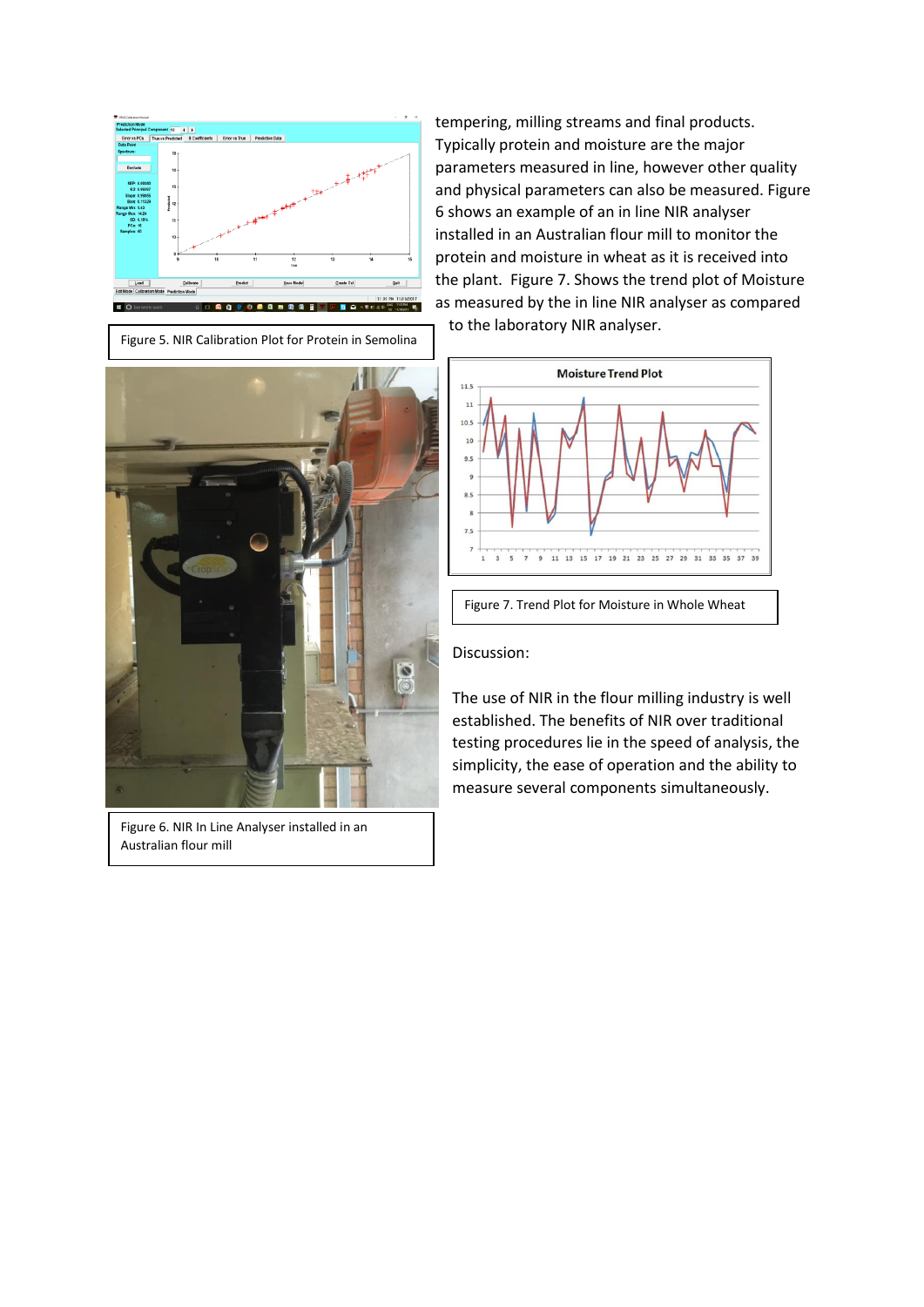Figure 5. NIR Calibration Plot for Protein in Semolina

Figure 6. NIR In Line Analyser installed in an Australian flour mill

tempering, milling streams and final products. Typically protein and moisture are the major parameters measured in line, however other quality and physical parameters can also be measured. Figure 6 shows an example of an in line NIR analyser installed in an Australian flour mill to monitor the protein and moisture in wheat as it is received into the plant. Figure 7. Shows the trend plot of Moisture as measured by the in line NIR analyser as compared to the laboratory NIR analyser.

Moisture Trend Plot

11.5
11
10.5
10
9.5
9
8.5
8
7.5
7

1 3 5 7 9 11 13 15 17 19 21 23 25 27 29 31 33 35 37 39

Figure 7. Trend Plot for Moisture in Whole Wheat

Discussion:

The use of NIR in the flour milling industry is well established. The benefits of NIR over traditional testing procedures lie in the speed of analysis, the simplicity, the ease of operation and the ability to measure several components simultaneously.